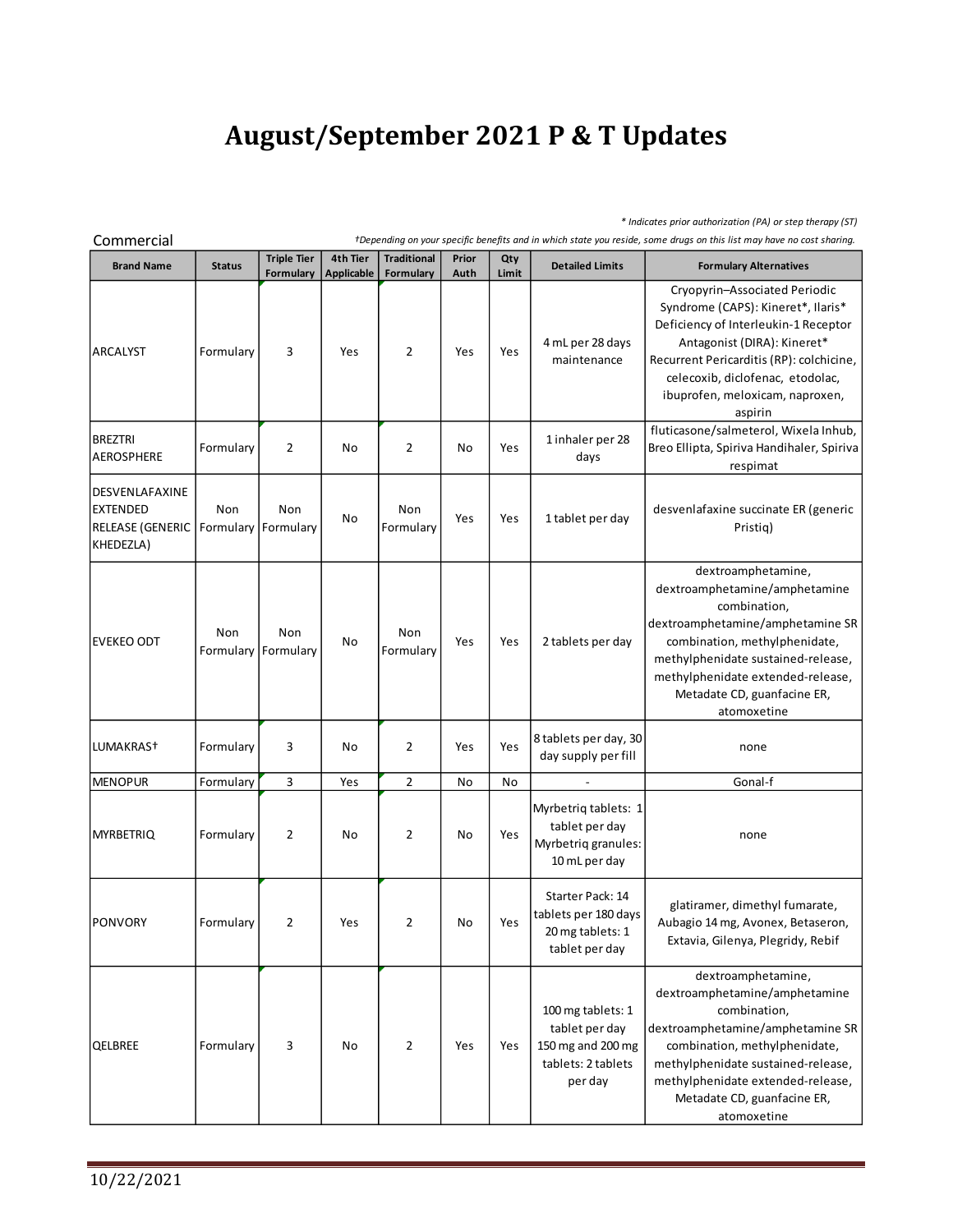# August/September 2021 P & T Updates

*\* Indicates prior authorization (PA) or step therapy (ST)*

Commercial

*†Depending on your specific benefits and in which state you reside, some drugs on this list may have no cost sharing.*

| Brand Name | Status | Triple Tier Formulary | 4th Tier Applicable | Traditional Formulary | Prior Auth | Qty Limit | Detailed Limits | Formulary Alternatives |
|---|---|---|---|---|---|---|---|---|
| ARCALYST | Formulary | 3 | Yes | 2 | Yes | Yes | 4 mL per 28 days maintenance | Cryopyrin–Associated Periodic Syndrome (CAPS): Kineret*, Ilaris* Deficiency of Interleukin-1 Receptor Antagonist (DIRA): Kineret* Recurrent Pericarditis (RP): colchicine, celecoxib, diclofenac, etodolac, ibuprofen, meloxicam, naproxen, aspirin |
| BREZTRI AEROSPHERE | Formulary | 2 | No | 2 | No | Yes | 1 inhaler per 28 days | fluticasone/salmeterol, Wixela Inhub, Breo Ellipta, Spiriva Handihaler, Spiriva respimat |
| DESVENLAFAXINE EXTENDED RELEASE (GENERIC KHEDEZLA) | Non Formulary | Non Formulary | No | Non Formulary | Yes | Yes | 1 tablet per day | desvenlafaxine succinate ER (generic Pristiq) |
| EVEKEO ODT | Non Formulary | Non Formulary | No | Non Formulary | Yes | Yes | 2 tablets per day | dextroamphetamine, dextroamphetamine/amphetamine combination, dextroamphetamine/amphetamine SR combination, methylphenidate, methylphenidate sustained-release, methylphenidate extended-release, Metadate CD, guanfacine ER, atomoxetine |
| LUMAKRAS† | Formulary | 3 | No | 2 | Yes | Yes | 8 tablets per day, 30 day supply per fill | none |
| MENOPUR | Formulary | 3 | Yes | 2 | No | No | - | Gonal-f |
| MYRBETRIQ | Formulary | 2 | No | 2 | No | Yes | Myrbetriq tablets: 1 tablet per day Myrbetriq granules: 10 mL per day | none |
| PONVORY | Formulary | 2 | Yes | 2 | No | Yes | Starter Pack: 14 tablets per 180 days 20 mg tablets: 1 tablet per day | glatiramer, dimethyl fumarate, Aubagio 14 mg, Avonex, Betaseron, Extavia, Gilenya, Plegridy, Rebif |
| QELBREE | Formulary | 3 | No | 2 | Yes | Yes | 100 mg tablets: 1 tablet per day 150 mg and 200 mg tablets: 2 tablets per day | dextroamphetamine, dextroamphetamine/amphetamine combination, dextroamphetamine/amphetamine SR combination, methylphenidate, methylphenidate sustained-release, methylphenidate extended-release, Metadate CD, guanfacine ER, atomoxetine |

10/22/2021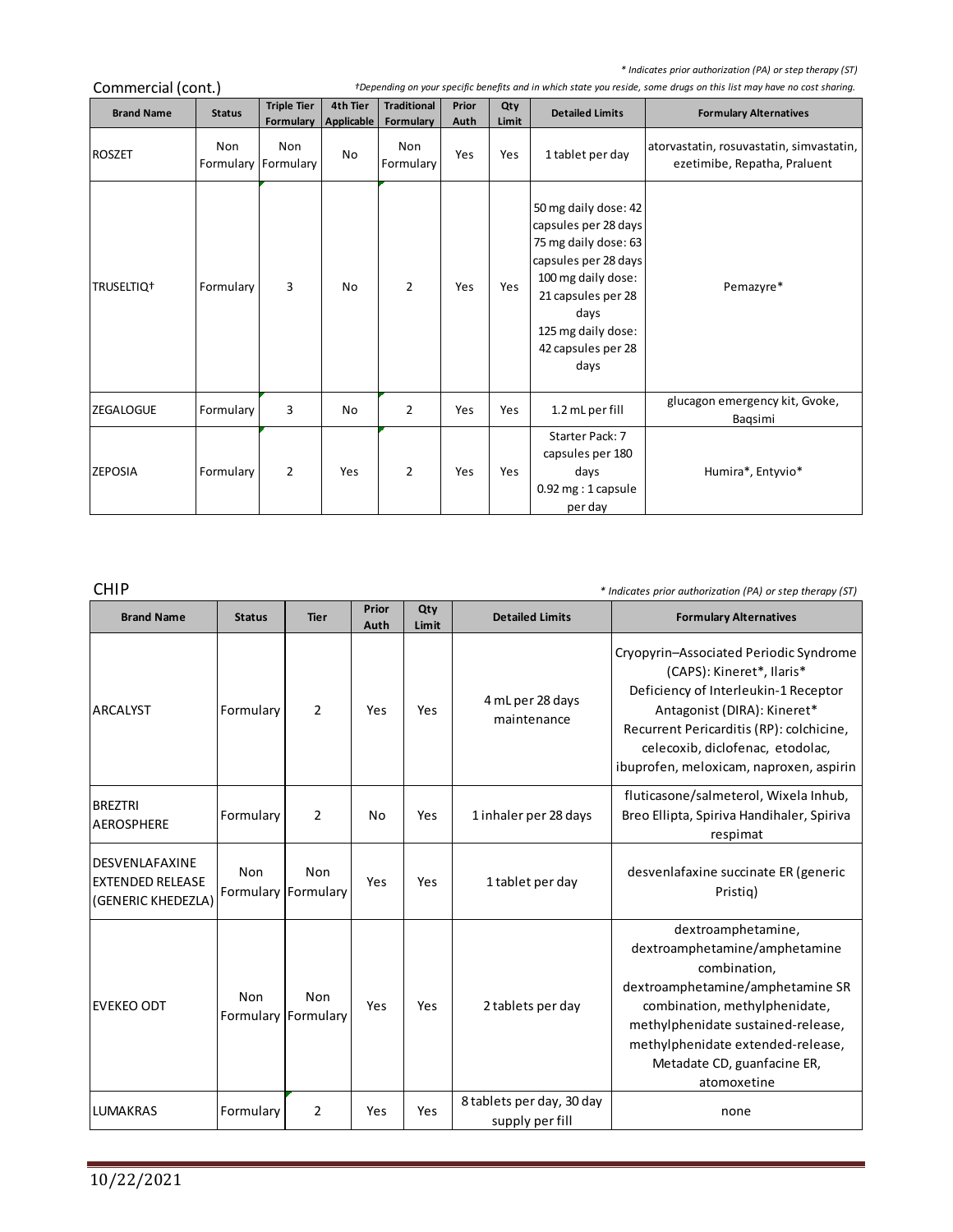*\* Indicates prior authorization (PA) or step therapy (ST)*

## Commercial (cont.)

*†Depending on your specific benefits and in which state you reside, some drugs on this list may have no cost sharing.*

| Brand Name | Status | Triple Tier Formulary | 4th Tier Applicable | Traditional Formulary | Prior Auth | Qty Limit | Detailed Limits | Formulary Alternatives |
|---|---|---|---|---|---|---|---|---|
| ROSZET | Non Formulary | Non Formulary | No | Non Formulary | Yes | Yes | 1 tablet per day | atorvastatin, rosuvastatin, simvastatin, ezetimibe, Repatha, Praluent |
| TRUSELTIQ† | Formulary | 3 | No | 2 | Yes | Yes | 50 mg daily dose: 42 capsules per 28 days 75 mg daily dose: 63 capsules per 28 days 100 mg daily dose: 21 capsules per 28 days 125 mg daily dose: 42 capsules per 28 days | Pemazyre* |
| ZEGALOGUE | Formulary | 3 | No | 2 | Yes | Yes | 1.2 mL per fill | glucagon emergency kit, Gvoke, Baqsimi |
| ZEPOSIA | Formulary | 2 | Yes | 2 | Yes | Yes | Starter Pack: 7 capsules per 180 days 0.92 mg : 1 capsule per day | Humira*, Entyvio* |

## CHIP

*\* Indicates prior authorization (PA) or step therapy (ST)*

| Brand Name | Status | Tier | Prior Auth | Qty Limit | Detailed Limits | Formulary Alternatives |
|---|---|---|---|---|---|---|
| ARCALYST | Formulary | 2 | Yes | Yes | 4 mL per 28 days maintenance | Cryopyrin–Associated Periodic Syndrome (CAPS): Kineret*, Ilaris* Deficiency of Interleukin-1 Receptor Antagonist (DIRA): Kineret* Recurrent Pericarditis (RP): colchicine, celecoxib, diclofenac, etodolac, ibuprofen, meloxicam, naproxen, aspirin |
| BREZTRI AEROSPHERE | Formulary | 2 | No | Yes | 1 inhaler per 28 days | fluticasone/salmeterol, Wixela Inhub, Breo Ellipta, Spiriva Handihaler, Spiriva respimat |
| DESVENLAFAXINE EXTENDED RELEASE (GENERIC KHEDEZLA) | Non Formulary | Non Formulary | Yes | Yes | 1 tablet per day | desvenlafaxine succinate ER (generic Pristiq) |
| EVEKEO ODT | Non Formulary | Non Formulary | Yes | Yes | 2 tablets per day | dextroamphetamine, dextroamphetamine/amphetamine combination, dextroamphetamine/amphetamine SR combination, methylphenidate, methylphenidate sustained-release, methylphenidate extended-release, Metadate CD, guanfacine ER, atomoxetine |
| LUMAKRAS | Formulary | 2 | Yes | Yes | 8 tablets per day, 30 day supply per fill | none |

10/22/2021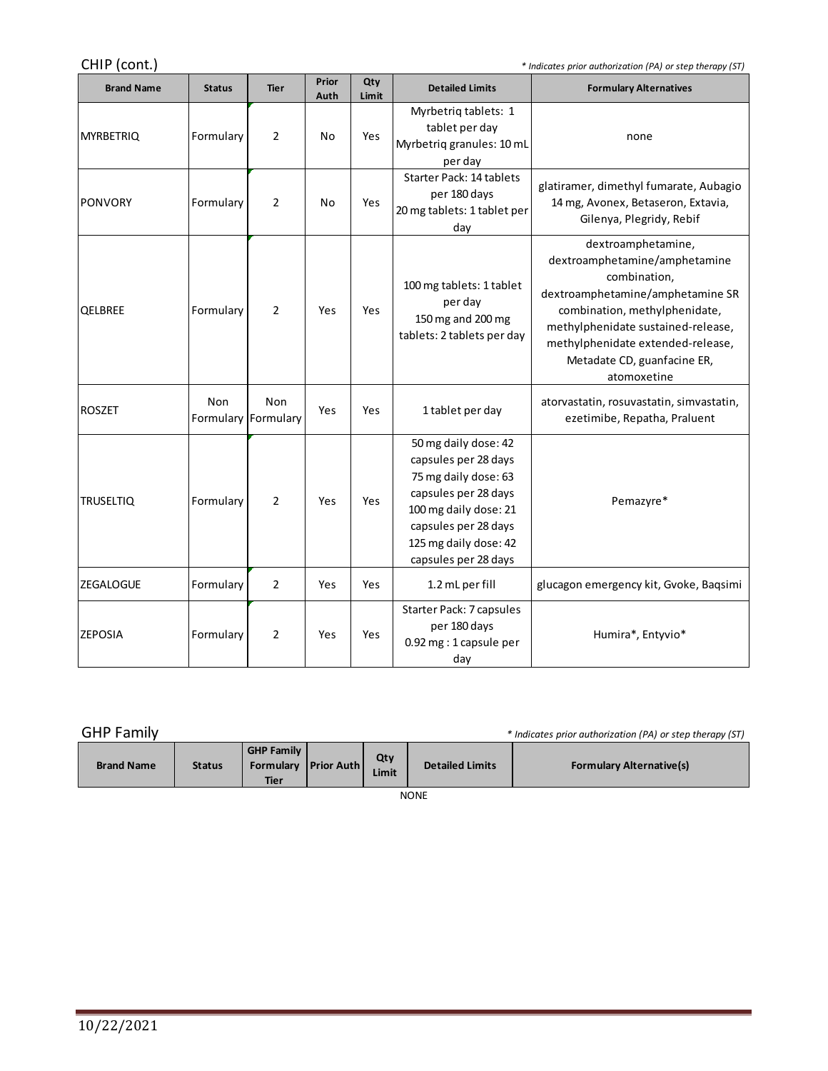## CHIP (cont.)

*\* Indicates prior authorization (PA) or step therapy (ST)*

| Brand Name | Status | Tier | Prior Auth | Qty Limit | Detailed Limits | Formulary Alternatives |
|---|---|---|---|---|---|---|
| MYRBETRIQ | Formulary | 2 | No | Yes | Myrbetriq tablets: 1 tablet per day Myrbetriq granules: 10 mL per day | none |
| PONVORY | Formulary | 2 | No | Yes | Starter Pack: 14 tablets per 180 days 20 mg tablets: 1 tablet per day | glatiramer, dimethyl fumarate, Aubagio 14 mg, Avonex, Betaseron, Extavia, Gilenya, Plegridy, Rebif |
| QELBREE | Formulary | 2 | Yes | Yes | 100 mg tablets: 1 tablet per day 150 mg and 200 mg tablets: 2 tablets per day | dextroamphetamine, dextroamphetamine/amphetamine combination, dextroamphetamine/amphetamine SR combination, methylphenidate, methylphenidate sustained-release, methylphenidate extended-release, Metadate CD, guanfacine ER, atomoxetine |
| ROSZET | Non Formulary | Non Formulary | Yes | Yes | 1 tablet per day | atorvastatin, rosuvastatin, simvastatin, ezetimibe, Repatha, Praluent |
| TRUSELTIQ | Formulary | 2 | Yes | Yes | 50 mg daily dose: 42 capsules per 28 days 75 mg daily dose: 63 capsules per 28 days 100 mg daily dose: 21 capsules per 28 days 125 mg daily dose: 42 capsules per 28 days | Pemazyre* |
| ZEGALOGUE | Formulary | 2 | Yes | Yes | 1.2 mL per fill | glucagon emergency kit, Gvoke, Baqsimi |
| ZEPOSIA | Formulary | 2 | Yes | Yes | Starter Pack: 7 capsules per 180 days 0.92 mg : 1 capsule per day | Humira*, Entyvio* |

## GHP Family

*\* Indicates prior authorization (PA) or step therapy (ST)*

| Brand Name | Status | GHP Family Formulary Tier | Prior Auth | Qty Limit | Detailed Limits | Formulary Alternative(s) |
|---|---|---|---|---|---|---|

NONE

10/22/2021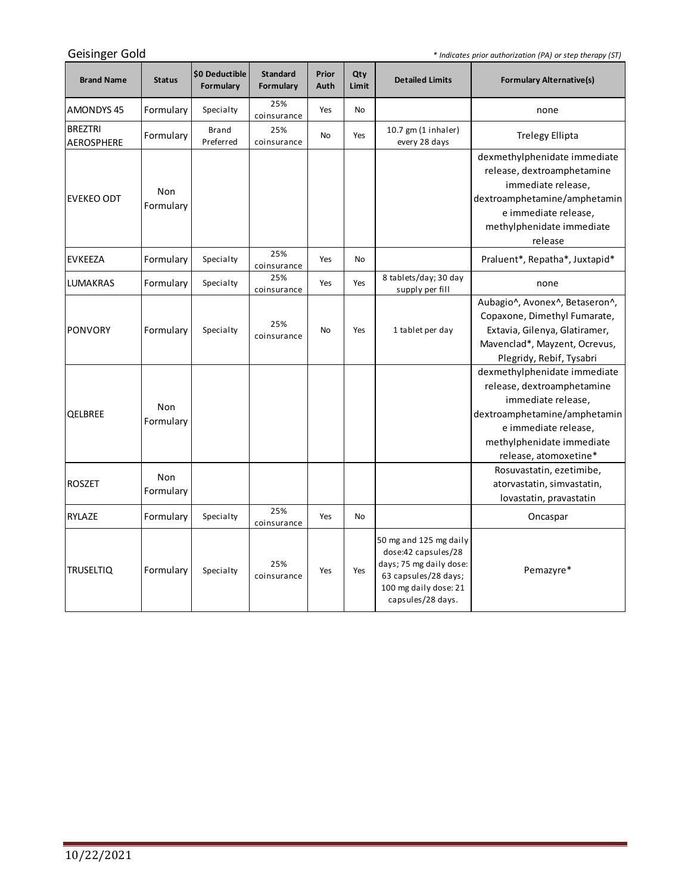Geisinger Gold

*\* Indicates prior authorization (PA) or step therapy (ST)*

| Brand Name | Status | $0 Deductible Formulary | Standard Formulary | Prior Auth | Qty Limit | Detailed Limits | Formulary Alternative(s) |
|---|---|---|---|---|---|---|---|
| AMONDYS 45 | Formulary | Specialty | 25% coinsurance | Yes | No | | none |
| BREZTRI AEROSPHERE | Formulary | Brand Preferred | 25% coinsurance | No | Yes | 10.7 gm (1 inhaler) every 28 days | Trelegy Ellipta |
| EVEKEO ODT | Non Formulary | | | | | | dexmethylphenidate immediate release, dextroamphetamine immediate release, dextroamphetamine/amphetamine immediate release, methylphenidate immediate release |
| EVKEEZA | Formulary | Specialty | 25% coinsurance | Yes | No | | Praluent*, Repatha*, Juxtapid* |
| LUMAKRAS | Formulary | Specialty | 25% coinsurance | Yes | Yes | 8 tablets/day; 30 day supply per fill | none |
| PONVORY | Formulary | Specialty | 25% coinsurance | No | Yes | 1 tablet per day | Aubagio^, Avonex^, Betaseron^, Copaxone, Dimethyl Fumarate, Extavia, Gilenya, Glatiramer, Mavenclad*, Mayzent, Ocrevus, Plegridy, Rebif, Tysabri |
| QELBREE | Non Formulary | | | | | | dexmethylphenidate immediate release, dextroamphetamine immediate release, dextroamphetamine/amphetamine immediate release, methylphenidate immediate release, atomoxetine* |
| ROSZET | Non Formulary | | | | | | Rosuvastatin, ezetimibe, atorvastatin, simvastatin, lovastatin, pravastatin |
| RYLAZE | Formulary | Specialty | 25% coinsurance | Yes | No | | Oncaspar |
| TRUSELTIQ | Formulary | Specialty | 25% coinsurance | Yes | Yes | 50 mg and 125 mg daily dose:42 capsules/28 days; 75 mg daily dose: 63 capsules/28 days; 100 mg daily dose: 21 capsules/28 days. | Pemazyre* |

10/22/2021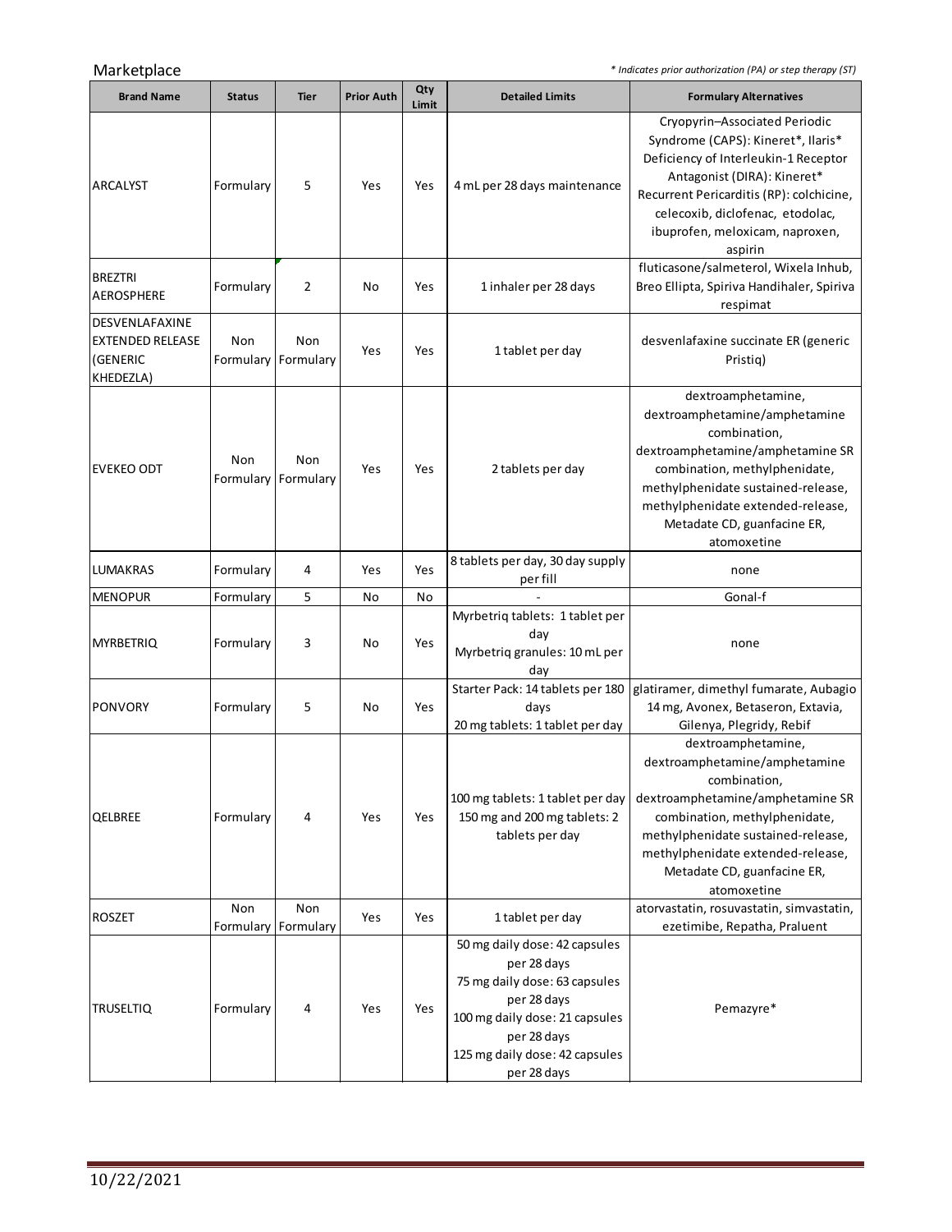Marketplace

*\* Indicates prior authorization (PA) or step therapy (ST)*

| Brand Name | Status | Tier | Prior Auth | Qty Limit | Detailed Limits | Formulary Alternatives |
|---|---|---|---|---|---|---|
| ARCALYST | Formulary | 5 | Yes | Yes | 4 mL per 28 days maintenance | Cryopyrin–Associated Periodic Syndrome (CAPS): Kineret*, Ilaris* Deficiency of Interleukin-1 Receptor Antagonist (DIRA): Kineret* Recurrent Pericarditis (RP): colchicine, celecoxib, diclofenac, etodolac, ibuprofen, meloxicam, naproxen, aspirin |
| BREZTRI AEROSPHERE | Formulary | 2 | No | Yes | 1 inhaler per 28 days | fluticasone/salmeterol, Wixela Inhub, Breo Ellipta, Spiriva Handihaler, Spiriva respimat |
| DESVENLAFAXINE EXTENDED RELEASE (GENERIC KHEDEZLA) | Non Formulary | Non Formulary | Yes | Yes | 1 tablet per day | desvenlafaxine succinate ER (generic Pristiq) |
| EVEKEO ODT | Non Formulary | Non Formulary | Yes | Yes | 2 tablets per day | dextroamphetamine, dextroamphetamine/amphetamine combination, dextroamphetamine/amphetamine SR combination, methylphenidate, methylphenidate sustained-release, methylphenidate extended-release, Metadate CD, guanfacine ER, atomoxetine |
| LUMAKRAS | Formulary | 4 | Yes | Yes | 8 tablets per day, 30 day supply per fill | none |
| MENOPUR | Formulary | 5 | No | No | - | Gonal-f |
| MYRBETRIQ | Formulary | 3 | No | Yes | Myrbetriq tablets: 1 tablet per day<br>Myrbetriq granules: 10 mL per day | none |
| PONVORY | Formulary | 5 | No | Yes | Starter Pack: 14 tablets per 180 days<br>20 mg tablets: 1 tablet per day | glatiramer, dimethyl fumarate, Aubagio 14 mg, Avonex, Betaseron, Extavia, Gilenya, Plegridy, Rebif |
| QELBREE | Formulary | 4 | Yes | Yes | 100 mg tablets: 1 tablet per day<br>150 mg and 200 mg tablets: 2 tablets per day | dextroamphetamine, dextroamphetamine/amphetamine combination, dextroamphetamine/amphetamine SR combination, methylphenidate, methylphenidate sustained-release, methylphenidate extended-release, Metadate CD, guanfacine ER, atomoxetine |
| ROSZET | Non Formulary | Non Formulary | Yes | Yes | 1 tablet per day | atorvastatin, rosuvastatin, simvastatin, ezetimibe, Repatha, Praluent |
| TRUSELTIQ | Formulary | 4 | Yes | Yes | 50 mg daily dose: 42 capsules per 28 days<br>75 mg daily dose: 63 capsules per 28 days<br>100 mg daily dose: 21 capsules per 28 days<br>125 mg daily dose: 42 capsules per 28 days | Pemazyre* |

10/22/2021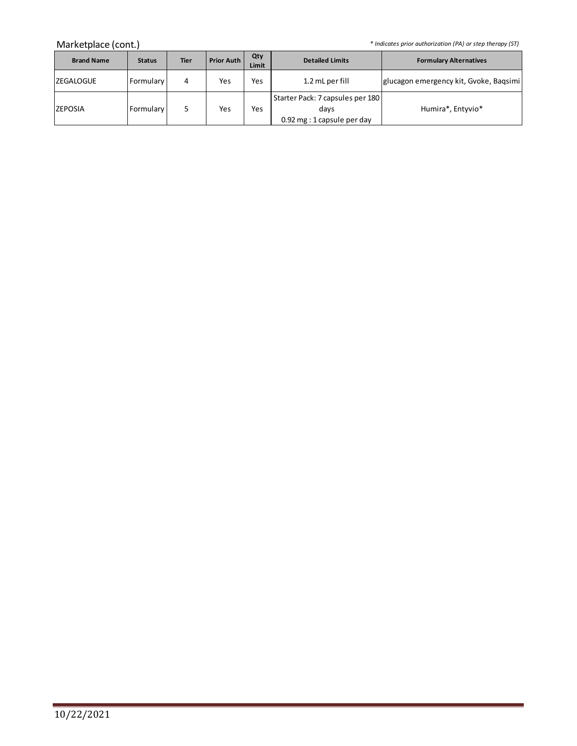Marketplace (cont.)

*\* Indicates prior authorization (PA) or step therapy (ST)*

| Brand Name | Status | Tier | Prior Auth | Qty Limit | Detailed Limits | Formulary Alternatives |
|---|---|---|---|---|---|---|
| ZEGALOGUE | Formulary | 4 | Yes | Yes | 1.2 mL per fill | glucagon emergency kit, Gvoke, Baqsimi |
| ZEPOSIA | Formulary | 5 | Yes | Yes | Starter Pack: 7 capsules per 180 days<br>0.92 mg : 1 capsule per day | Humira*, Entyvio* |

10/22/2021